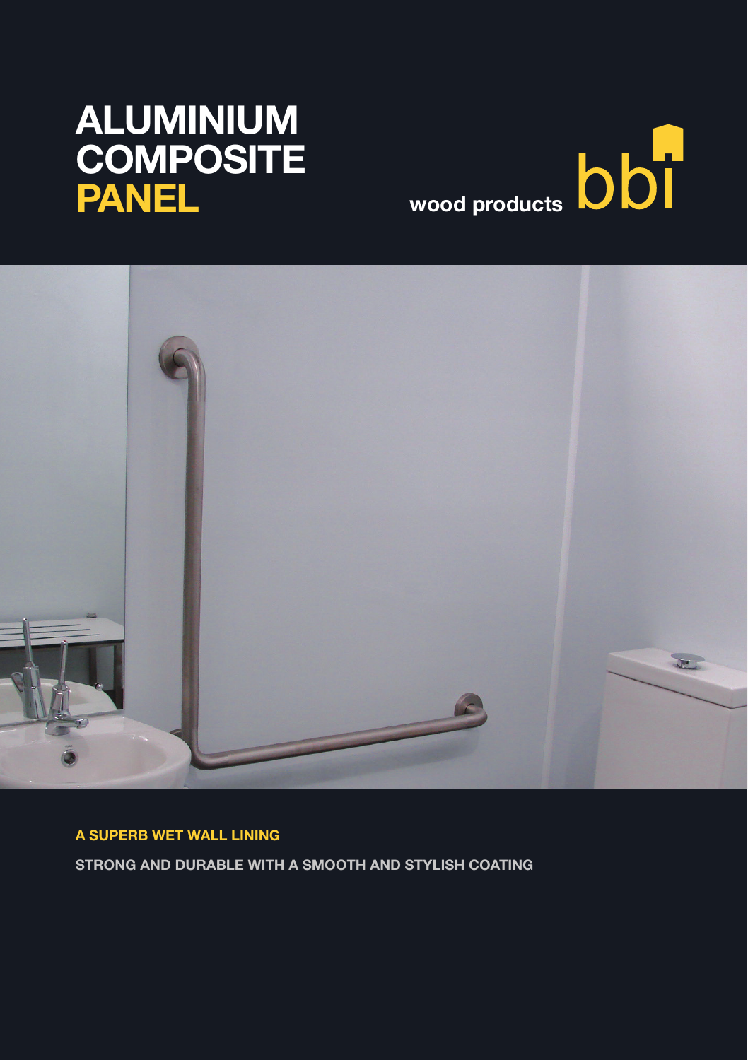# ALUMINIUM COMPOSITE PANEL

wood products bbi

**A SUPERB WET WALL LINING**

**STRONG AND DURABLE WITH A SMOOTH AND STYLISH COATING**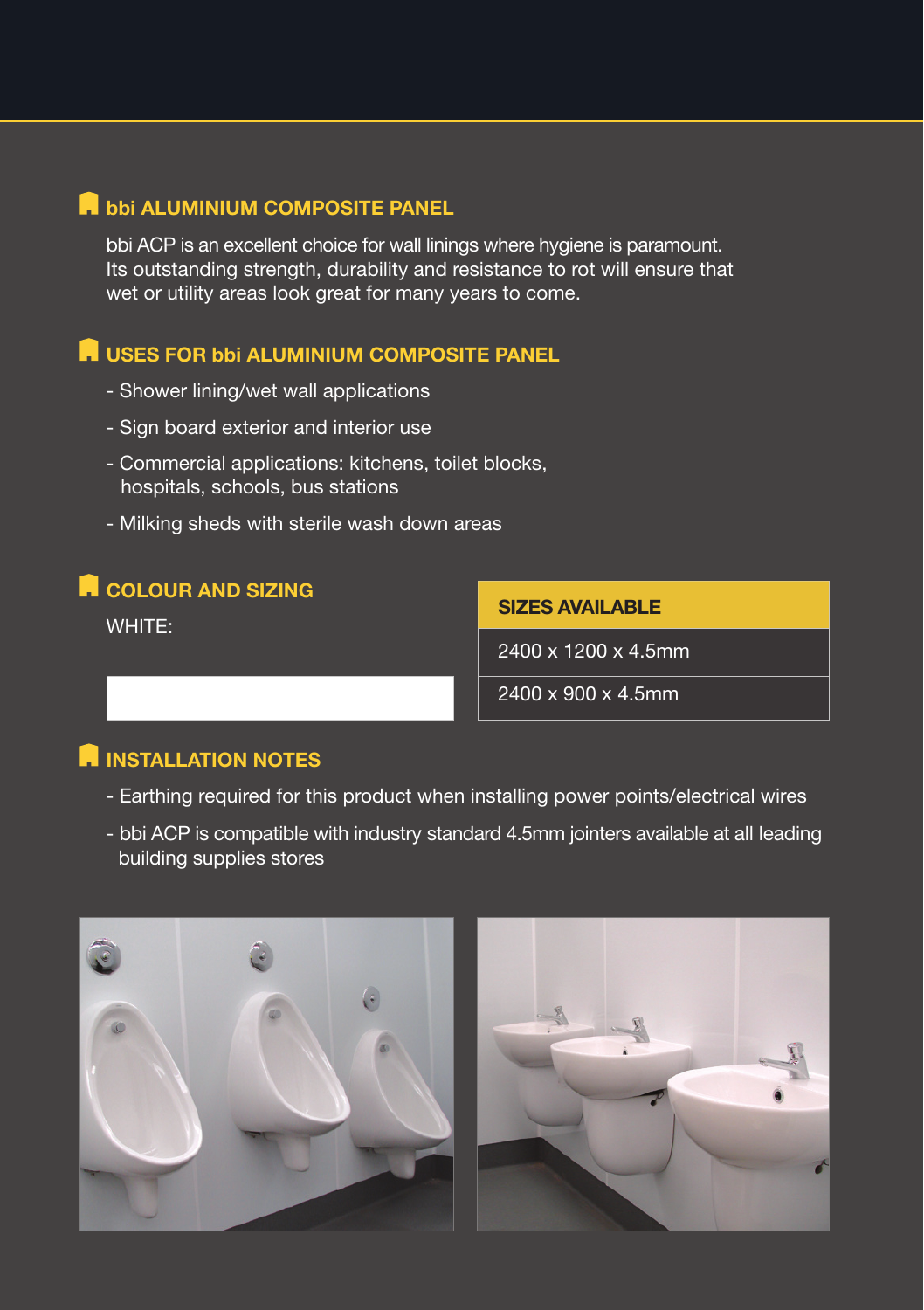## bbi ALUMINIUM COMPOSITE PANEL

bbi ACP is an excellent choice for wall linings where hygiene is paramount. Its outstanding strength, durability and resistance to rot will ensure that wet or utility areas look great for many years to come.

## USES FOR bbi ALUMINIUM COMPOSITE PANEL

- Shower lining/wet wall applications
- Sign board exterior and interior use
- Commercial applications: kitchens, toilet blocks, hospitals, schools, bus stations
- Milking sheds with sterile wash down areas

## COLOUR AND SIZING

WHITE:

| SIZES AVAILABLE |
|---|
| 2400 x 1200 x 4.5mm |
| 2400 x 900 x 4.5mm |

## INSTALLATION NOTES

- Earthing required for this product when installing power points/electrical wires
- bbi ACP is compatible with industry standard 4.5mm jointers available at all leading building supplies stores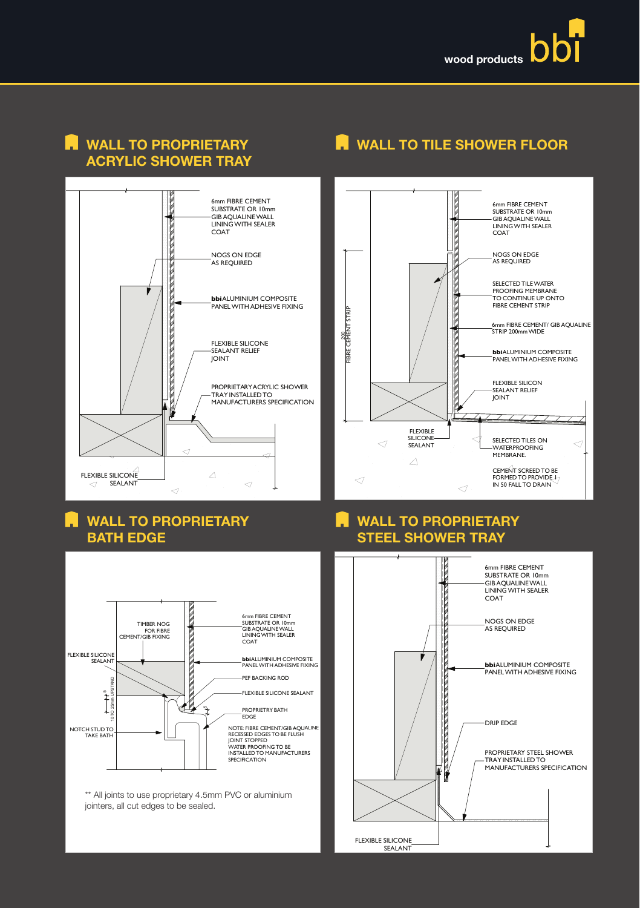## WALL TO PROPRIETARY ACRYLIC SHOWER TRAY

6mm FIBRE CEMENT SUBSTRATE OR 10mm GIB AQUALINE WALL LINING WITH SEALER COAT

NOGS ON EDGE AS REQUIRED

**bbi**ALUMINIUM COMPOSITE PANEL WITH ADHESIVE FIXING

FLEXIBLE SILICONE SEALANT RELIEF JOINT

PROPRIETARY ACRYLIC SHOWER TRAY INSTALLED TO MANUFACTURERS SPECIFICATION

FLEXIBLE SILICONE SEALANT

## WALL TO TILE SHOWER FLOOR

6mm FIBRE CEMENT SUBSTRATE OR 10mm GIB AQUALINE WALL LINING WITH SEALER COAT

NOGS ON EDGE AS REQUIRED

SELECTED TILE WATER PROOFING MEMBRANE TO CONTINUE UP ONTO FIBRE CEMENT STRIP

6mm FIBRE CEMENT/ GIB AQUALINE STRIP 200mm WIDE

**bbi**ALUMINIUM COMPOSITE PANEL WITH ADHESIVE FIXING

FLEXIBLE SILICON SEALANT RELIEF JOINT

200 FIBRE CEMENT STRIP

FLEXIBLE SILICONE SEALANT

SELECTED TILES ON WATERPROOFING MEMBRANE.

CEMENT SCREED TO BE FORMED TO PROVIDE 1 IN 50 FALL TO DRAIN

## WALL TO PROPRIETARY BATH EDGE

TIMBER NOG FOR FIBRE CEMENT/GIB FIXING

FLEXIBLE SILICONE SEALANT

10 TO 20mm UPSTAND

5

NOTCH STUD TO TAKE BATH

6mm FIBRE CEMENT SUBSTRATE OR 10mm GIB AQUALINE WALL LINING WITH SEALER COAT

**bbi**ALUMINIUM COMPOSITE PANEL WITH ADHESIVE FIXING

PEF BACKING ROD

FLEXIBLE SILICONE SEALANT

PROPRIETRY BATH EDGE

NOTE: FIBRE CEMENT/GIB AQUALINE RECESSED EDGES TO BE FLUSH JOINT STOPPED
WATER PROOFING TO BE INSTALLED TO MANUFACTURERS SPECIFICATION

** All joints to use proprietary 4.5mm PVC or aluminium jointers, all cut edges to be sealed.

## WALL TO PROPRIETARY STEEL SHOWER TRAY

6mm FIBRE CEMENT SUBSTRATE OR 10mm GIB AQUALINE WALL LINING WITH SEALER COAT

NOGS ON EDGE AS REQUIRED

**bbi**ALUMINIUM COMPOSITE PANEL WITH ADHESIVE FIXING

DRIP EDGE

PROPRIETARY STEEL SHOWER TRAY INSTALLED TO MANUFACTURERS SPECIFICATION

FLEXIBLE SILICONE SEALANT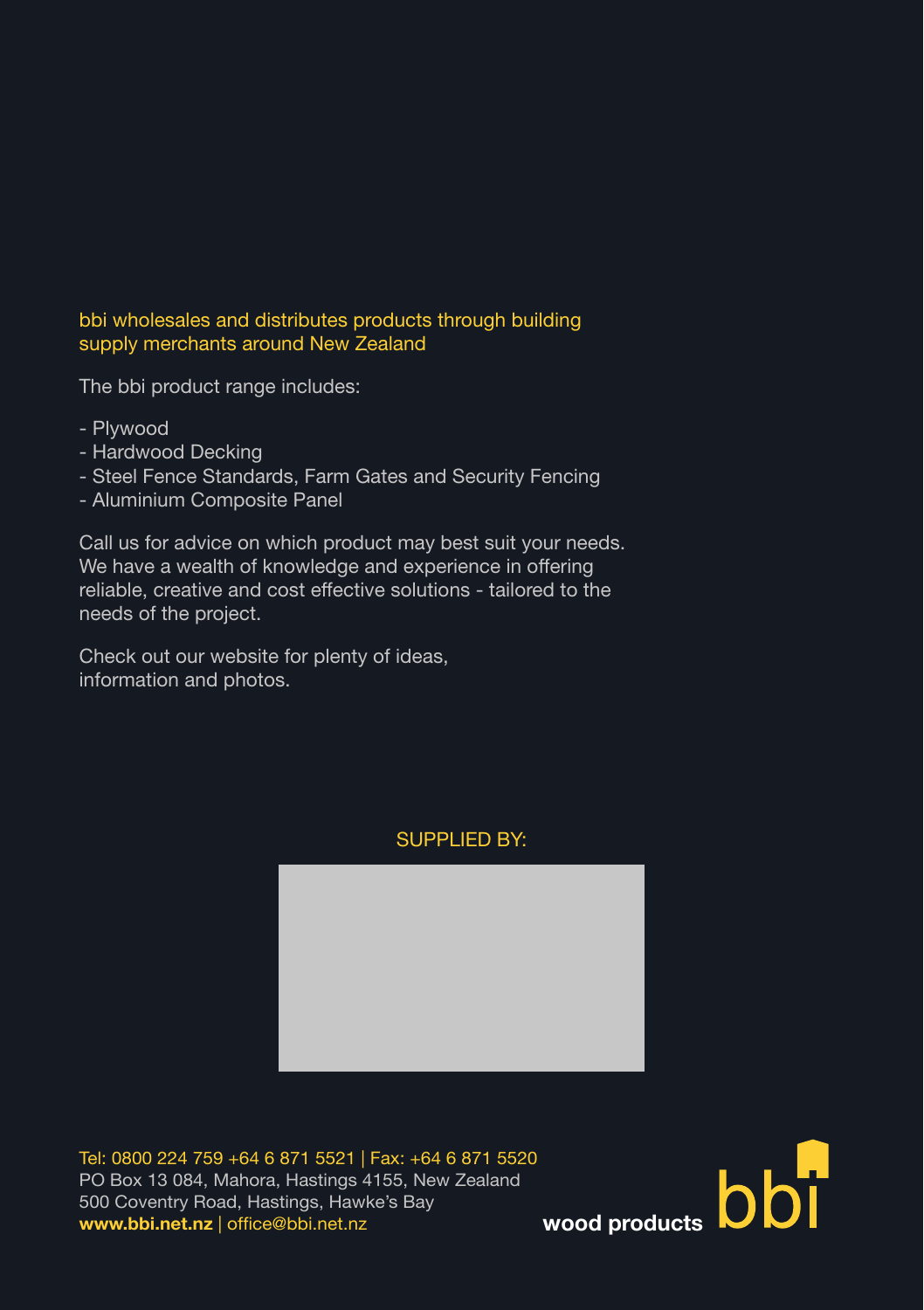bbi wholesales and distributes products through building supply merchants around New Zealand

The bbi product range includes:

- Plywood
- Hardwood Decking
- Steel Fence Standards, Farm Gates and Security Fencing
- Aluminium Composite Panel

Call us for advice on which product may best suit your needs. We have a wealth of knowledge and experience in offering reliable, creative and cost effective solutions - tailored to the needs of the project.

Check out our website for plenty of ideas, information and photos.

SUPPLIED BY:

Tel: 0800 224 759 +64 6 871 5521 | Fax: +64 6 871 5520
PO Box 13 084, Mahora, Hastings 4155, New Zealand
500 Coventry Road, Hastings, Hawke's Bay
**www.bbi.net.nz** | office@bbi.net.nz

wood products bbi